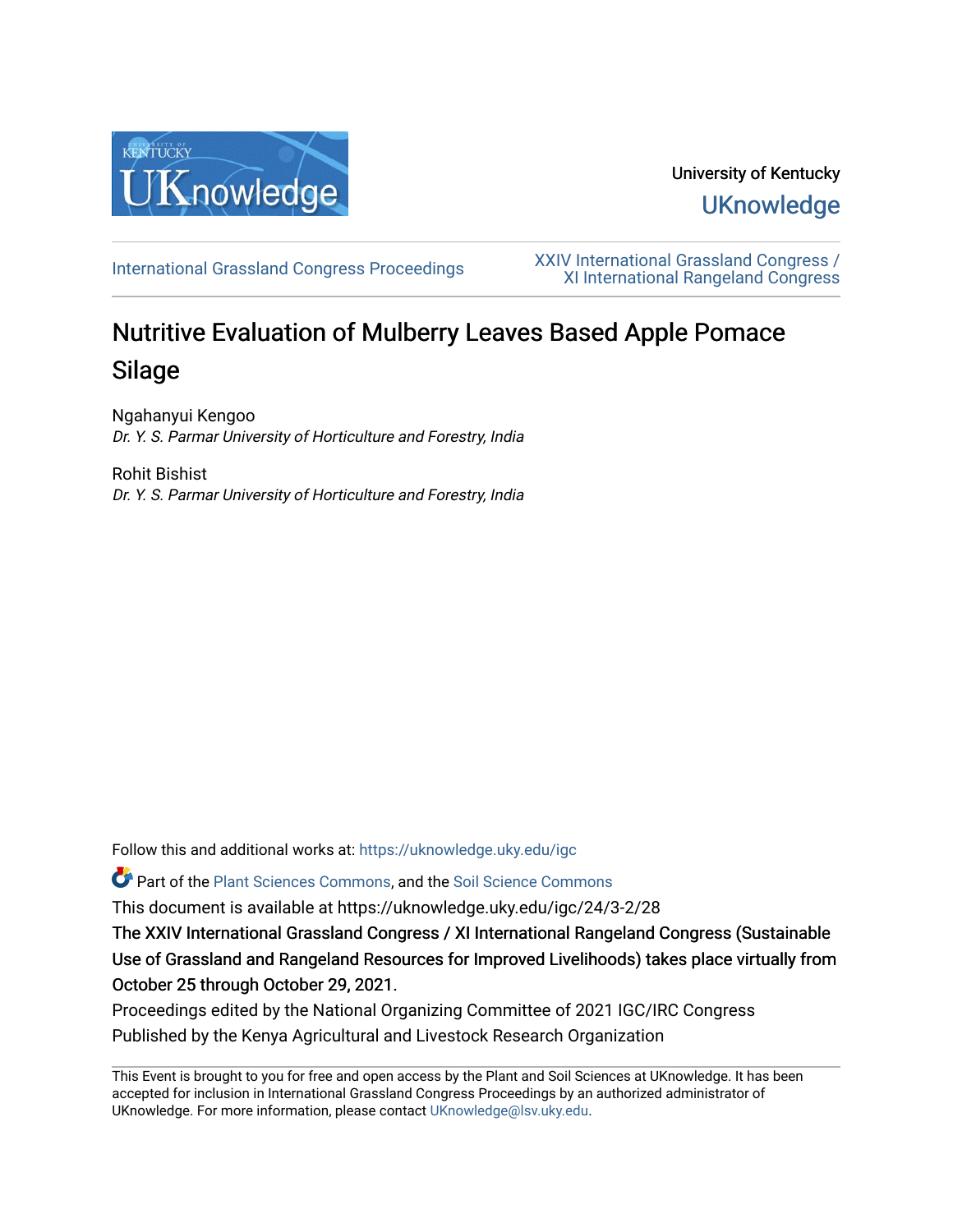University of Kentucky

UKnowledge

International Grassland Congress Proceedings

XXIV International Grassland Congress / XI International Rangeland Congress

# Nutritive Evaluation of Mulberry Leaves Based Apple Pomace Silage

Ngahanyui Kengoo
*Dr. Y. S. Parmar University of Horticulture and Forestry, India*

Rohit Bishist
*Dr. Y. S. Parmar University of Horticulture and Forestry, India*

Follow this and additional works at: https://uknowledge.uky.edu/igc

Part of the Plant Sciences Commons, and the Soil Science Commons

This document is available at https://uknowledge.uky.edu/igc/24/3-2/28

**The XXIV International Grassland Congress / XI International Rangeland Congress (Sustainable Use of Grassland and Rangeland Resources for Improved Livelihoods) takes place virtually from October 25 through October 29, 2021.**

Proceedings edited by the National Organizing Committee of 2021 IGC/IRC Congress
Published by the Kenya Agricultural and Livestock Research Organization

This Event is brought to you for free and open access by the Plant and Soil Sciences at UKnowledge. It has been accepted for inclusion in International Grassland Congress Proceedings by an authorized administrator of UKnowledge. For more information, please contact UKnowledge@lsv.uky.edu.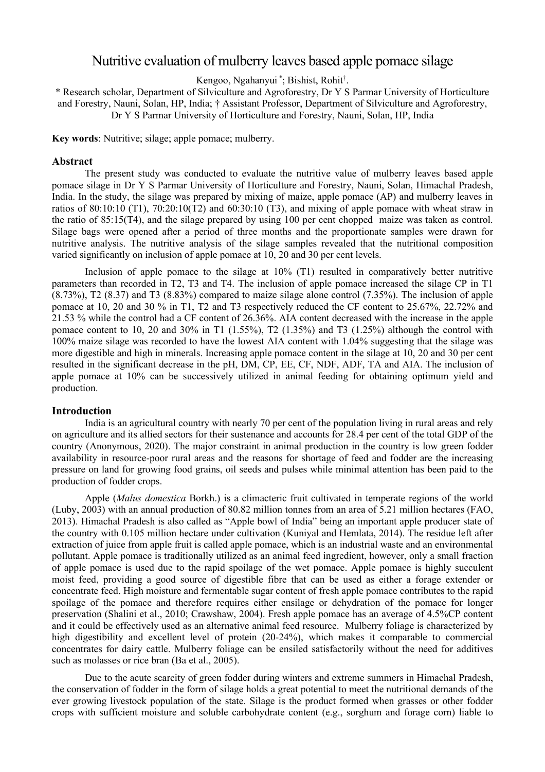# Nutritive evaluation of mulberry leaves based apple pomace silage

Kengoo, Ngahanyui [*]; Bishist, Rohit[†].

[*] Research scholar, Department of Silviculture and Agroforestry, Dr Y S Parmar University of Horticulture and Forestry, Nauni, Solan, HP, India; [†] Assistant Professor, Department of Silviculture and Agroforestry, Dr Y S Parmar University of Horticulture and Forestry, Nauni, Solan, HP, India

**Key words**: Nutritive; silage; apple pomace; mulberry.

## Abstract

The present study was conducted to evaluate the nutritive value of mulberry leaves based apple pomace silage in Dr Y S Parmar University of Horticulture and Forestry, Nauni, Solan, Himachal Pradesh, India. In the study, the silage was prepared by mixing of maize, apple pomace (AP) and mulberry leaves in ratios of 80:10:10 (T1), 70:20:10(T2) and 60:30:10 (T3), and mixing of apple pomace with wheat straw in the ratio of 85:15(T4), and the silage prepared by using 100 per cent chopped maize was taken as control. Silage bags were opened after a period of three months and the proportionate samples were drawn for nutritive analysis. The nutritive analysis of the silage samples revealed that the nutritional composition varied significantly on inclusion of apple pomace at 10, 20 and 30 per cent levels.

Inclusion of apple pomace to the silage at 10% (T1) resulted in comparatively better nutritive parameters than recorded in T2, T3 and T4. The inclusion of apple pomace increased the silage CP in T1 (8.73%), T2 (8.37) and T3 (8.83%) compared to maize silage alone control (7.35%). The inclusion of apple pomace at 10, 20 and 30 % in T1, T2 and T3 respectively reduced the CF content to 25.67%, 22.72% and 21.53 % while the control had a CF content of 26.36%. AIA content decreased with the increase in the apple pomace content to 10, 20 and 30% in T1 (1.55%), T2 (1.35%) and T3 (1.25%) although the control with 100% maize silage was recorded to have the lowest AIA content with 1.04% suggesting that the silage was more digestible and high in minerals. Increasing apple pomace content in the silage at 10, 20 and 30 per cent resulted in the significant decrease in the pH, DM, CP, EE, CF, NDF, ADF, TA and AIA. The inclusion of apple pomace at 10% can be successively utilized in animal feeding for obtaining optimum yield and production.

## Introduction

India is an agricultural country with nearly 70 per cent of the population living in rural areas and rely on agriculture and its allied sectors for their sustenance and accounts for 28.4 per cent of the total GDP of the country (Anonymous, 2020). The major constraint in animal production in the country is low green fodder availability in resource-poor rural areas and the reasons for shortage of feed and fodder are the increasing pressure on land for growing food grains, oil seeds and pulses while minimal attention has been paid to the production of fodder crops.

Apple (*Malus domestica* Borkh.) is a climacteric fruit cultivated in temperate regions of the world (Luby, 2003) with an annual production of 80.82 million tonnes from an area of 5.21 million hectares (FAO, 2013). Himachal Pradesh is also called as "Apple bowl of India" being an important apple producer state of the country with 0.105 million hectare under cultivation (Kuniyal and Hemlata, 2014). The residue left after extraction of juice from apple fruit is called apple pomace, which is an industrial waste and an environmental pollutant. Apple pomace is traditionally utilized as an animal feed ingredient, however, only a small fraction of apple pomace is used due to the rapid spoilage of the wet pomace. Apple pomace is highly succulent moist feed, providing a good source of digestible fibre that can be used as either a forage extender or concentrate feed. High moisture and fermentable sugar content of fresh apple pomace contributes to the rapid spoilage of the pomace and therefore requires either ensilage or dehydration of the pomace for longer preservation (Shalini et al., 2010; Crawshaw, 2004). Fresh apple pomace has an average of 4.5%CP content and it could be effectively used as an alternative animal feed resource. Mulberry foliage is characterized by high digestibility and excellent level of protein (20-24%), which makes it comparable to commercial concentrates for dairy cattle. Mulberry foliage can be ensiled satisfactorily without the need for additives such as molasses or rice bran (Ba et al., 2005).

Due to the acute scarcity of green fodder during winters and extreme summers in Himachal Pradesh, the conservation of fodder in the form of silage holds a great potential to meet the nutritional demands of the ever growing livestock population of the state. Silage is the product formed when grasses or other fodder crops with sufficient moisture and soluble carbohydrate content (e.g., sorghum and forage corn) liable to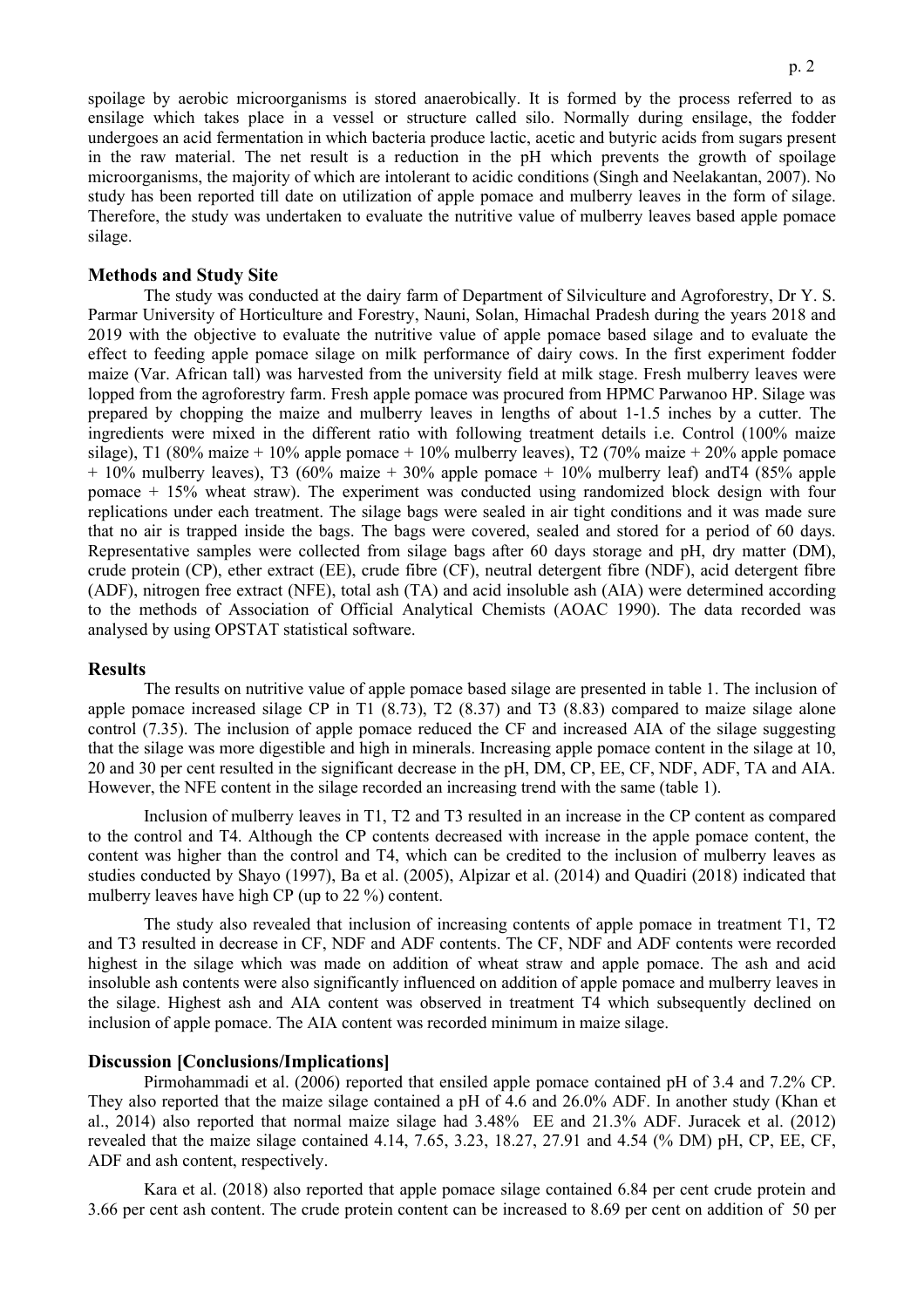spoilage by aerobic microorganisms is stored anaerobically. It is formed by the process referred to as ensilage which takes place in a vessel or structure called silo. Normally during ensilage, the fodder undergoes an acid fermentation in which bacteria produce lactic, acetic and butyric acids from sugars present in the raw material. The net result is a reduction in the pH which prevents the growth of spoilage microorganisms, the majority of which are intolerant to acidic conditions (Singh and Neelakantan, 2007). No study has been reported till date on utilization of apple pomace and mulberry leaves in the form of silage. Therefore, the study was undertaken to evaluate the nutritive value of mulberry leaves based apple pomace silage.

## Methods and Study Site

The study was conducted at the dairy farm of Department of Silviculture and Agroforestry, Dr Y. S. Parmar University of Horticulture and Forestry, Nauni, Solan, Himachal Pradesh during the years 2018 and 2019 with the objective to evaluate the nutritive value of apple pomace based silage and to evaluate the effect to feeding apple pomace silage on milk performance of dairy cows. In the first experiment fodder maize (Var. African tall) was harvested from the university field at milk stage. Fresh mulberry leaves were lopped from the agroforestry farm. Fresh apple pomace was procured from HPMC Parwanoo HP. Silage was prepared by chopping the maize and mulberry leaves in lengths of about 1-1.5 inches by a cutter. The ingredients were mixed in the different ratio with following treatment details i.e. Control (100% maize silage), T1 (80% maize + 10% apple pomace + 10% mulberry leaves), T2 (70% maize + 20% apple pomace + 10% mulberry leaves), T3 (60% maize + 30% apple pomace + 10% mulberry leaf) andT4 (85% apple pomace + 15% wheat straw). The experiment was conducted using randomized block design with four replications under each treatment. The silage bags were sealed in air tight conditions and it was made sure that no air is trapped inside the bags. The bags were covered, sealed and stored for a period of 60 days. Representative samples were collected from silage bags after 60 days storage and pH, dry matter (DM), crude protein (CP), ether extract (EE), crude fibre (CF), neutral detergent fibre (NDF), acid detergent fibre (ADF), nitrogen free extract (NFE), total ash (TA) and acid insoluble ash (AIA) were determined according to the methods of Association of Official Analytical Chemists (AOAC 1990). The data recorded was analysed by using OPSTAT statistical software.

## Results

The results on nutritive value of apple pomace based silage are presented in table 1. The inclusion of apple pomace increased silage CP in T1 (8.73), T2 (8.37) and T3 (8.83) compared to maize silage alone control (7.35). The inclusion of apple pomace reduced the CF and increased AIA of the silage suggesting that the silage was more digestible and high in minerals. Increasing apple pomace content in the silage at 10, 20 and 30 per cent resulted in the significant decrease in the pH, DM, CP, EE, CF, NDF, ADF, TA and AIA. However, the NFE content in the silage recorded an increasing trend with the same (table 1).

Inclusion of mulberry leaves in T1, T2 and T3 resulted in an increase in the CP content as compared to the control and T4. Although the CP contents decreased with increase in the apple pomace content, the content was higher than the control and T4, which can be credited to the inclusion of mulberry leaves as studies conducted by Shayo (1997), Ba et al. (2005), Alpizar et al. (2014) and Quadiri (2018) indicated that mulberry leaves have high CP (up to 22 %) content.

The study also revealed that inclusion of increasing contents of apple pomace in treatment T1, T2 and T3 resulted in decrease in CF, NDF and ADF contents. The CF, NDF and ADF contents were recorded highest in the silage which was made on addition of wheat straw and apple pomace. The ash and acid insoluble ash contents were also significantly influenced on addition of apple pomace and mulberry leaves in the silage. Highest ash and AIA content was observed in treatment T4 which subsequently declined on inclusion of apple pomace. The AIA content was recorded minimum in maize silage.

## Discussion [Conclusions/Implications]

Pirmohammadi et al. (2006) reported that ensiled apple pomace contained pH of 3.4 and 7.2% CP. They also reported that the maize silage contained a pH of 4.6 and 26.0% ADF. In another study (Khan et al., 2014) also reported that normal maize silage had 3.48% EE and 21.3% ADF. Juracek et al. (2012) revealed that the maize silage contained 4.14, 7.65, 3.23, 18.27, 27.91 and 4.54 (% DM) pH, CP, EE, CF, ADF and ash content, respectively.

Kara et al. (2018) also reported that apple pomace silage contained 6.84 per cent crude protein and 3.66 per cent ash content. The crude protein content can be increased to 8.69 per cent on addition of 50 per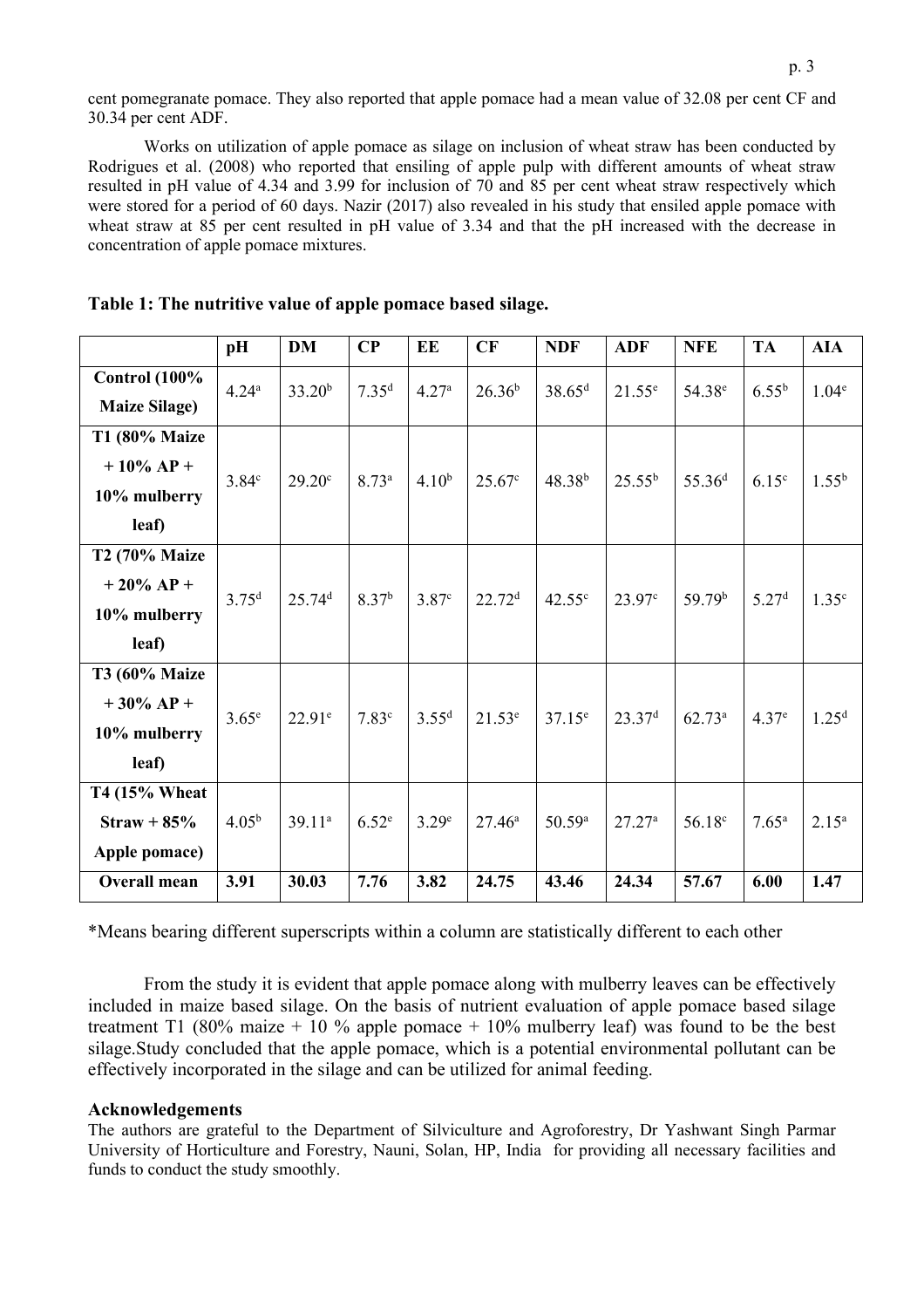cent pomegranate pomace. They also reported that apple pomace had a mean value of 32.08 per cent CF and 30.34 per cent ADF.

Works on utilization of apple pomace as silage on inclusion of wheat straw has been conducted by Rodrigues et al. (2008) who reported that ensiling of apple pulp with different amounts of wheat straw resulted in pH value of 4.34 and 3.99 for inclusion of 70 and 85 per cent wheat straw respectively which were stored for a period of 60 days. Nazir (2017) also revealed in his study that ensiled apple pomace with wheat straw at 85 per cent resulted in pH value of 3.34 and that the pH increased with the decrease in concentration of apple pomace mixtures.

**Table 1: The nutritive value of apple pomace based silage.**

| | pH | DM | CP | EE | CF | NDF | ADF | NFE | TA | AIA |
|---|---|---|---|---|---|---|---|---|---|---|
| **Control (100% Maize Silage)** | $4.24^{a}$ | $33.20^{b}$ | $7.35^{d}$ | $4.27^{a}$ | $26.36^{b}$ | $38.65^{d}$ | $21.55^{e}$ | $54.38^{e}$ | $6.55^{b}$ | $1.04^{e}$ |
| **T1 (80% Maize + 10% AP + 10% mulberry leaf)** | $3.84^{c}$ | $29.20^{c}$ | $8.73^{a}$ | $4.10^{b}$ | $25.67^{c}$ | $48.38^{b}$ | $25.55^{b}$ | $55.36^{d}$ | $6.15^{c}$ | $1.55^{b}$ |
| **T2 (70% Maize + 20% AP + 10% mulberry leaf)** | $3.75^{d}$ | $25.74^{d}$ | $8.37^{b}$ | $3.87^{c}$ | $22.72^{d}$ | $42.55^{c}$ | $23.97^{c}$ | $59.79^{b}$ | $5.27^{d}$ | $1.35^{c}$ |
| **T3 (60% Maize + 30% AP + 10% mulberry leaf)** | $3.65^{e}$ | $22.91^{e}$ | $7.83^{c}$ | $3.55^{d}$ | $21.53^{e}$ | $37.15^{e}$ | $23.37^{d}$ | $62.73^{a}$ | $4.37^{e}$ | $1.25^{d}$ |
| **T4 (15% Wheat Straw + 85% Apple pomace)** | $4.05^{b}$ | $39.11^{a}$ | $6.52^{e}$ | $3.29^{e}$ | $27.46^{a}$ | $50.59^{a}$ | $27.27^{a}$ | $56.18^{c}$ | $7.65^{a}$ | $2.15^{a}$ |
| **Overall mean** | **3.91** | **30.03** | **7.76** | **3.82** | **24.75** | **43.46** | **24.34** | **57.67** | **6.00** | **1.47** |

*Means bearing different superscripts within a column are statistically different to each other

From the study it is evident that apple pomace along with mulberry leaves can be effectively included in maize based silage. On the basis of nutrient evaluation of apple pomace based silage treatment T1 (80% maize + 10 % apple pomace + 10% mulberry leaf) was found to be the best silage.Study concluded that the apple pomace, which is a potential environmental pollutant can be effectively incorporated in the silage and can be utilized for animal feeding.

## Acknowledgements

The authors are grateful to the Department of Silviculture and Agroforestry, Dr Yashwant Singh Parmar University of Horticulture and Forestry, Nauni, Solan, HP, India for providing all necessary facilities and funds to conduct the study smoothly.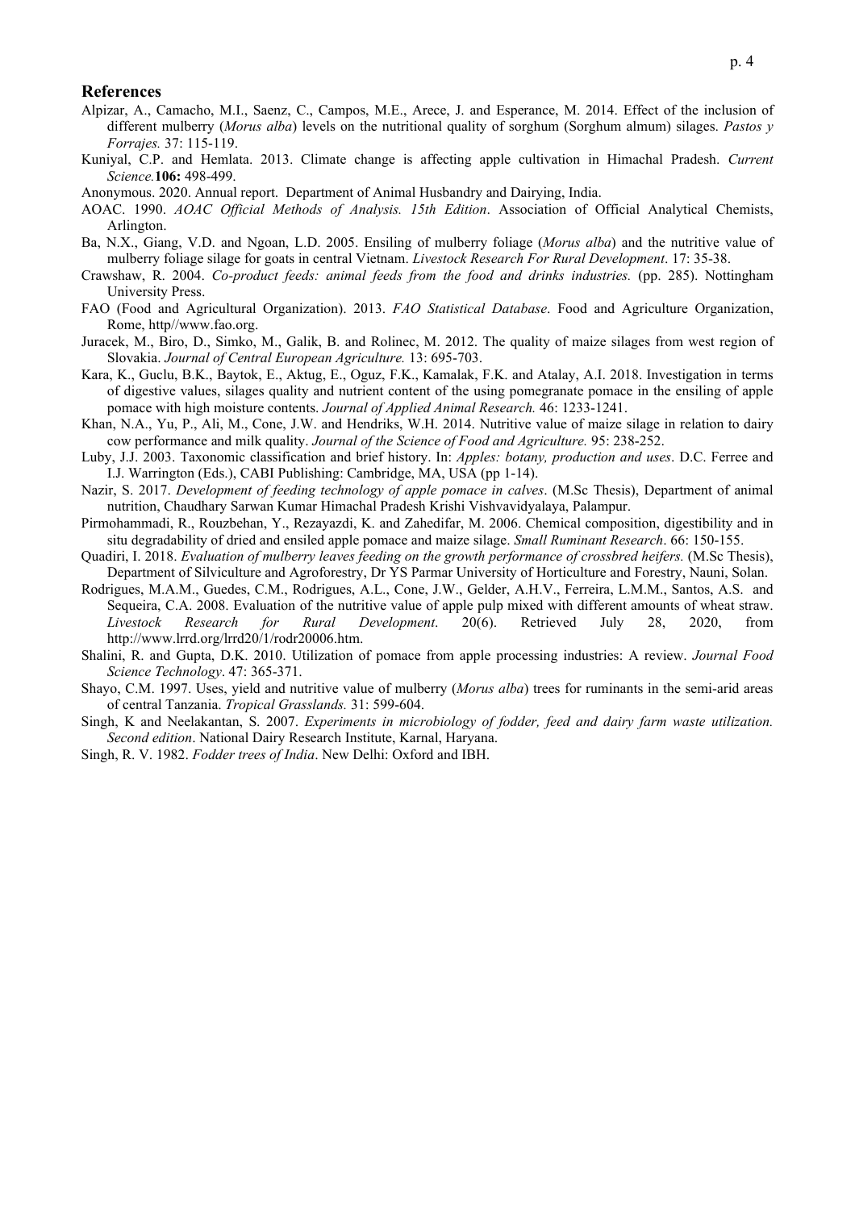## References

Alpizar, A., Camacho, M.I., Saenz, C., Campos, M.E., Arece, J. and Esperance, M. 2014. Effect of the inclusion of different mulberry (*Morus alba*) levels on the nutritional quality of sorghum (Sorghum almum) silages. *Pastos y Forrajes.* 37: 115-119.

Kuniyal, C.P. and Hemlata. 2013. Climate change is affecting apple cultivation in Himachal Pradesh. *Current Science.***106:** 498-499.

Anonymous. 2020. Annual report. Department of Animal Husbandry and Dairying, India.

AOAC. 1990. *AOAC Official Methods of Analysis. 15th Edition*. Association of Official Analytical Chemists, Arlington.

Ba, N.X., Giang, V.D. and Ngoan, L.D. 2005. Ensiling of mulberry foliage (*Morus alba*) and the nutritive value of mulberry foliage silage for goats in central Vietnam. *Livestock Research For Rural Development*. 17: 35-38.

Crawshaw, R. 2004. *Co-product feeds: animal feeds from the food and drinks industries.* (pp. 285). Nottingham University Press.

FAO (Food and Agricultural Organization). 2013. *FAO Statistical Database*. Food and Agriculture Organization, Rome, http//www.fao.org.

Juracek, M., Biro, D., Simko, M., Galik, B. and Rolinec, M. 2012. The quality of maize silages from west region of Slovakia. *Journal of Central European Agriculture.* 13: 695-703.

Kara, K., Guclu, B.K., Baytok, E., Aktug, E., Oguz, F.K., Kamalak, F.K. and Atalay, A.I. 2018. Investigation in terms of digestive values, silages quality and nutrient content of the using pomegranate pomace in the ensiling of apple pomace with high moisture contents. *Journal of Applied Animal Research.* 46: 1233-1241.

Khan, N.A., Yu, P., Ali, M., Cone, J.W. and Hendriks, W.H. 2014. Nutritive value of maize silage in relation to dairy cow performance and milk quality. *Journal of the Science of Food and Agriculture.* 95: 238-252.

Luby, J.J. 2003. Taxonomic classification and brief history. In: *Apples: botany, production and uses*. D.C. Ferree and I.J. Warrington (Eds.), CABI Publishing: Cambridge, MA, USA (pp 1-14).

Nazir, S. 2017. *Development of feeding technology of apple pomace in calves*. (M.Sc Thesis), Department of animal nutrition, Chaudhary Sarwan Kumar Himachal Pradesh Krishi Vishvavidyalaya, Palampur.

Pirmohammadi, R., Rouzbehan, Y., Rezayazdi, K. and Zahedifar, M. 2006. Chemical composition, digestibility and in situ degradability of dried and ensiled apple pomace and maize silage. *Small Ruminant Research*. 66: 150-155.

Quadiri, I. 2018. *Evaluation of mulberry leaves feeding on the growth performance of crossbred heifers.* (M.Sc Thesis), Department of Silviculture and Agroforestry, Dr YS Parmar University of Horticulture and Forestry, Nauni, Solan.

Rodrigues, M.A.M., Guedes, C.M., Rodrigues, A.L., Cone, J.W., Gelder, A.H.V., Ferreira, L.M.M., Santos, A.S. and Sequeira, C.A. 2008. Evaluation of the nutritive value of apple pulp mixed with different amounts of wheat straw. *Livestock Research for Rural Development*. 20(6). Retrieved July 28, 2020, from http://www.lrrd.org/lrrd20/1/rodr20006.htm.

Shalini, R. and Gupta, D.K. 2010. Utilization of pomace from apple processing industries: A review. *Journal Food Science Technology*. 47: 365-371.

Shayo, C.M. 1997. Uses, yield and nutritive value of mulberry (*Morus alba*) trees for ruminants in the semi-arid areas of central Tanzania. *Tropical Grasslands.* 31: 599-604.

Singh, K and Neelakantan, S. 2007. *Experiments in microbiology of fodder, feed and dairy farm waste utilization. Second edition*. National Dairy Research Institute, Karnal, Haryana.

Singh, R. V. 1982. *Fodder trees of India*. New Delhi: Oxford and IBH.